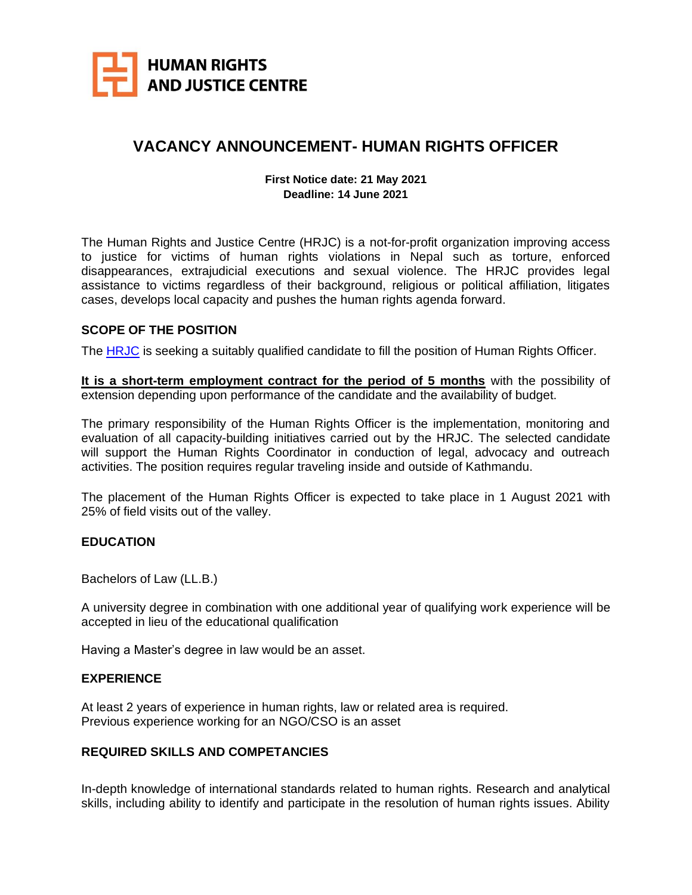**HUMAN RIGHTS AND JUSTICE CENTRE**

# VACANCY ANNOUNCEMENT- HUMAN RIGHTS OFFICER

**First Notice date: 21 May 2021**
**Deadline: 14 June 2021**

The Human Rights and Justice Centre (HRJC) is a not-for-profit organization improving access to justice for victims of human rights violations in Nepal such as torture, enforced disappearances, extrajudicial executions and sexual violence. The HRJC provides legal assistance to victims regardless of their background, religious or political affiliation, litigates cases, develops local capacity and pushes the human rights agenda forward.

## SCOPE OF THE POSITION

The HRJC is seeking a suitably qualified candidate to fill the position of Human Rights Officer.

**It is a short-term employment contract for the period of 5 months** with the possibility of extension depending upon performance of the candidate and the availability of budget.

The primary responsibility of the Human Rights Officer is the implementation, monitoring and evaluation of all capacity-building initiatives carried out by the HRJC. The selected candidate will support the Human Rights Coordinator in conduction of legal, advocacy and outreach activities. The position requires regular traveling inside and outside of Kathmandu.

The placement of the Human Rights Officer is expected to take place in 1 August 2021 with 25% of field visits out of the valley.

## EDUCATION

Bachelors of Law (LL.B.)

A university degree in combination with one additional year of qualifying work experience will be accepted in lieu of the educational qualification

Having a Master's degree in law would be an asset.

## EXPERIENCE

At least 2 years of experience in human rights, law or related area is required.
Previous experience working for an NGO/CSO is an asset

## REQUIRED SKILLS AND COMPETANCIES

In-depth knowledge of international standards related to human rights. Research and analytical skills, including ability to identify and participate in the resolution of human rights issues. Ability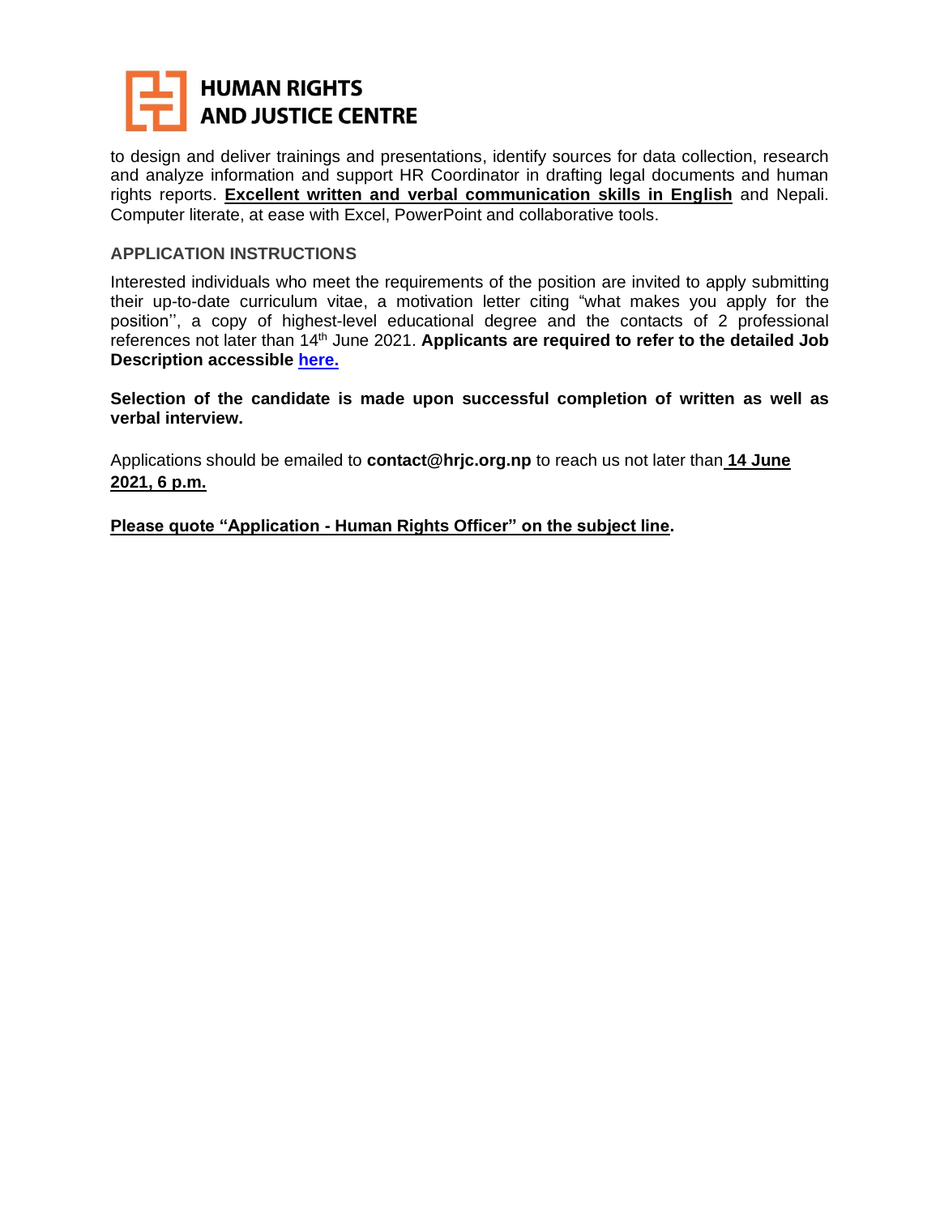to design and deliver trainings and presentations, identify sources for data collection, research and analyze information and support HR Coordinator in drafting legal documents and human rights reports. **Excellent written and verbal communication skills in English** and Nepali. Computer literate, at ease with Excel, PowerPoint and collaborative tools.

## APPLICATION INSTRUCTIONS

Interested individuals who meet the requirements of the position are invited to apply submitting their up-to-date curriculum vitae, a motivation letter citing "what makes you apply for the position'', a copy of highest-level educational degree and the contacts of 2 professional references not later than 14th June 2021. **Applicants are required to refer to the detailed Job Description accessible here.**

**Selection of the candidate is made upon successful completion of written as well as verbal interview.**

Applications should be emailed to **contact@hrjc.org.np** to reach us not later than **14 June 2021, 6 p.m.**

**Please quote "Application - Human Rights Officer" on the subject line.**